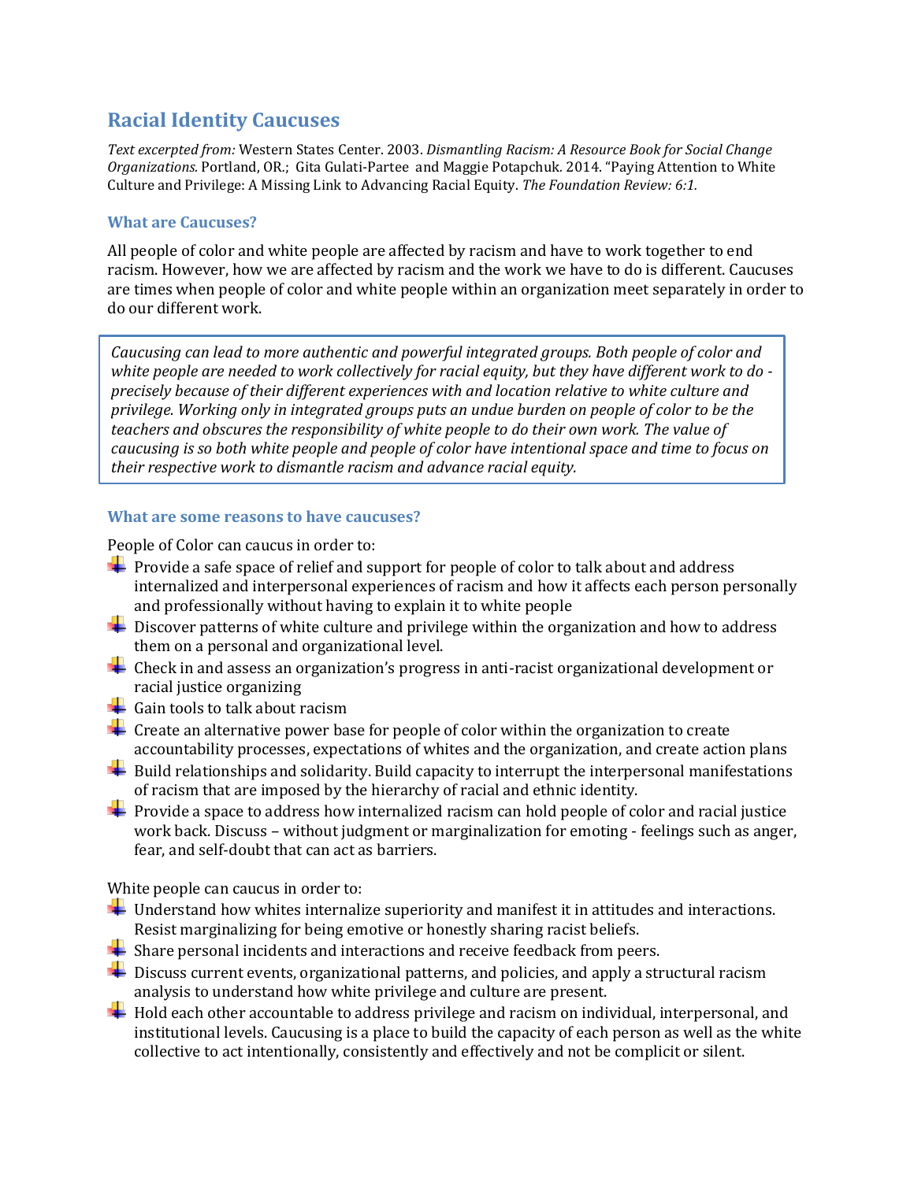# Racial Identity Caucuses

*Text excerpted from:* Western States Center. 2003. *Dismantling Racism: A Resource Book for Social Change Organizations.* Portland, OR.; Gita Gulati-Partee and Maggie Potapchuk. 2014. "Paying Attention to White Culture and Privilege: A Missing Link to Advancing Racial Equity. *The Foundation Review: 6:1.*

## What are Caucuses?

All people of color and white people are affected by racism and have to work together to end racism. However, how we are affected by racism and the work we have to do is different. Caucuses are times when people of color and white people within an organization meet separately in order to do our different work.

> *Caucusing can lead to more authentic and powerful integrated groups. Both people of color and white people are needed to work collectively for racial equity, but they have different work to do - precisely because of their different experiences with and location relative to white culture and privilege. Working only in integrated groups puts an undue burden on people of color to be the teachers and obscures the responsibility of white people to do their own work. The value of caucusing is so both white people and people of color have intentional space and time to focus on their respective work to dismantle racism and advance racial equity.*

## What are some reasons to have caucuses?

People of Color can caucus in order to:

- Provide a safe space of relief and support for people of color to talk about and address internalized and interpersonal experiences of racism and how it affects each person personally and professionally without having to explain it to white people
- Discover patterns of white culture and privilege within the organization and how to address them on a personal and organizational level.
- Check in and assess an organization's progress in anti-racist organizational development or racial justice organizing
- Gain tools to talk about racism
- Create an alternative power base for people of color within the organization to create accountability processes, expectations of whites and the organization, and create action plans
- Build relationships and solidarity. Build capacity to interrupt the interpersonal manifestations of racism that are imposed by the hierarchy of racial and ethnic identity.
- Provide a space to address how internalized racism can hold people of color and racial justice work back. Discuss – without judgment or marginalization for emoting - feelings such as anger, fear, and self-doubt that can act as barriers.

White people can caucus in order to:

- Understand how whites internalize superiority and manifest it in attitudes and interactions. Resist marginalizing for being emotive or honestly sharing racist beliefs.
- Share personal incidents and interactions and receive feedback from peers.
- Discuss current events, organizational patterns, and policies, and apply a structural racism analysis to understand how white privilege and culture are present.
- Hold each other accountable to address privilege and racism on individual, interpersonal, and institutional levels. Caucusing is a place to build the capacity of each person as well as the white collective to act intentionally, consistently and effectively and not be complicit or silent.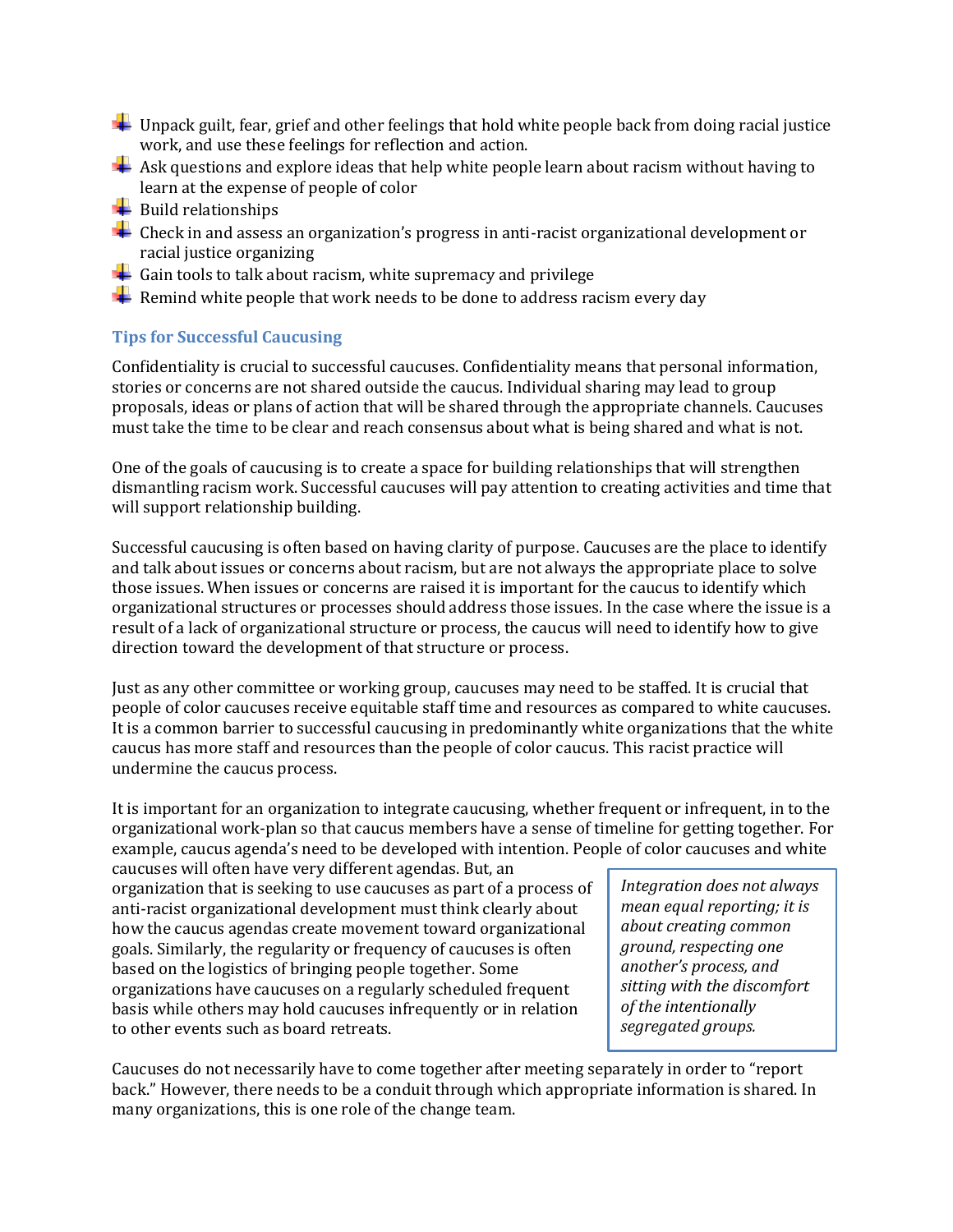- Unpack guilt, fear, grief and other feelings that hold white people back from doing racial justice work, and use these feelings for reflection and action.
- Ask questions and explore ideas that help white people learn about racism without having to learn at the expense of people of color
- Build relationships
- Check in and assess an organization's progress in anti-racist organizational development or racial justice organizing
- Gain tools to talk about racism, white supremacy and privilege
- Remind white people that work needs to be done to address racism every day

### Tips for Successful Caucusing

Confidentiality is crucial to successful caucuses. Confidentiality means that personal information, stories or concerns are not shared outside the caucus. Individual sharing may lead to group proposals, ideas or plans of action that will be shared through the appropriate channels. Caucuses must take the time to be clear and reach consensus about what is being shared and what is not.

One of the goals of caucusing is to create a space for building relationships that will strengthen dismantling racism work. Successful caucuses will pay attention to creating activities and time that will support relationship building.

Successful caucusing is often based on having clarity of purpose. Caucuses are the place to identify and talk about issues or concerns about racism, but are not always the appropriate place to solve those issues. When issues or concerns are raised it is important for the caucus to identify which organizational structures or processes should address those issues. In the case where the issue is a result of a lack of organizational structure or process, the caucus will need to identify how to give direction toward the development of that structure or process.

Just as any other committee or working group, caucuses may need to be staffed. It is crucial that people of color caucuses receive equitable staff time and resources as compared to white caucuses. It is a common barrier to successful caucusing in predominantly white organizations that the white caucus has more staff and resources than the people of color caucus. This racist practice will undermine the caucus process.

It is important for an organization to integrate caucusing, whether frequent or infrequent, in to the organizational work-plan so that caucus members have a sense of timeline for getting together. For example, caucus agenda's need to be developed with intention. People of color caucuses and white caucuses will often have very different agendas. But, an organization that is seeking to use caucuses as part of a process of anti-racist organizational development must think clearly about how the caucus agendas create movement toward organizational goals. Similarly, the regularity or frequency of caucuses is often based on the logistics of bringing people together. Some organizations have caucuses on a regularly scheduled frequent basis while others may hold caucuses infrequently or in relation to other events such as board retreats.

*Integration does not always mean equal reporting; it is about creating common ground, respecting one another's process, and sitting with the discomfort of the intentionally segregated groups.*

Caucuses do not necessarily have to come together after meeting separately in order to "report back." However, there needs to be a conduit through which appropriate information is shared. In many organizations, this is one role of the change team.